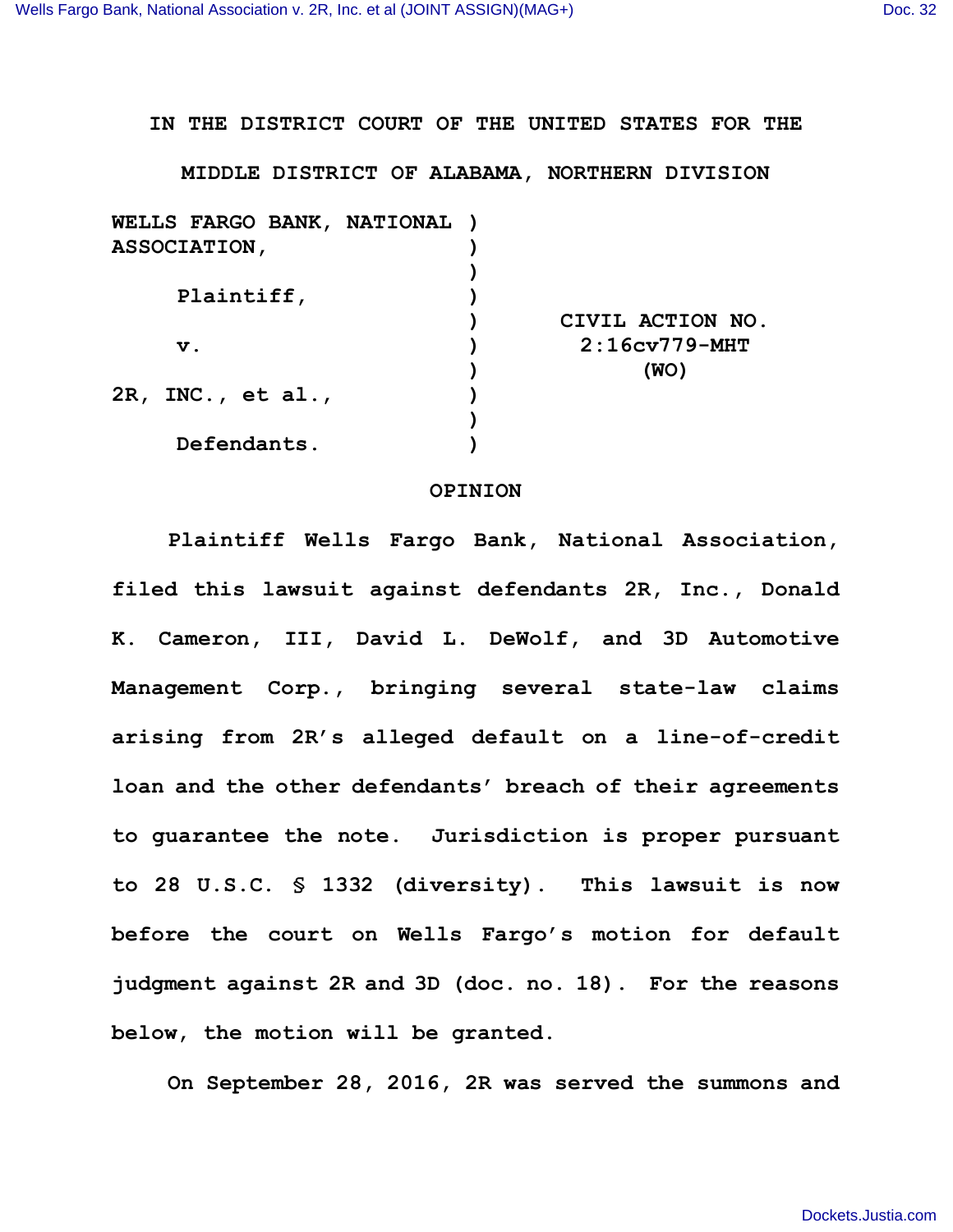IN THE DISTRICT COURT OF THE UNITED STATES FOR THE

MIDDLE DISTRICT OF ALABAMA, NORTHERN DIVISION

| | | |
|---|---|---|
| WELLS FARGO BANK, NATIONAL ASSOCIATION, | ) | |
| | ) | |
| Plaintiff, | ) | |
| | ) | CIVIL ACTION NO. |
| v. | ) | 2:16cv779-MHT |
| | ) | (WO) |
| 2R, INC., et al., | ) | |
| | ) | |
| Defendants. | ) | |

## OPINION

Plaintiff Wells Fargo Bank, National Association, filed this lawsuit against defendants 2R, Inc., Donald K. Cameron, III, David L. DeWolf, and 3D Automotive Management Corp., bringing several state-law claims arising from 2R's alleged default on a line-of-credit loan and the other defendants' breach of their agreements to guarantee the note. Jurisdiction is proper pursuant to 28 U.S.C. § 1332 (diversity). This lawsuit is now before the court on Wells Fargo's motion for default judgment against 2R and 3D (doc. no. 18). For the reasons below, the motion will be granted.

On September 28, 2016, 2R was served the summons and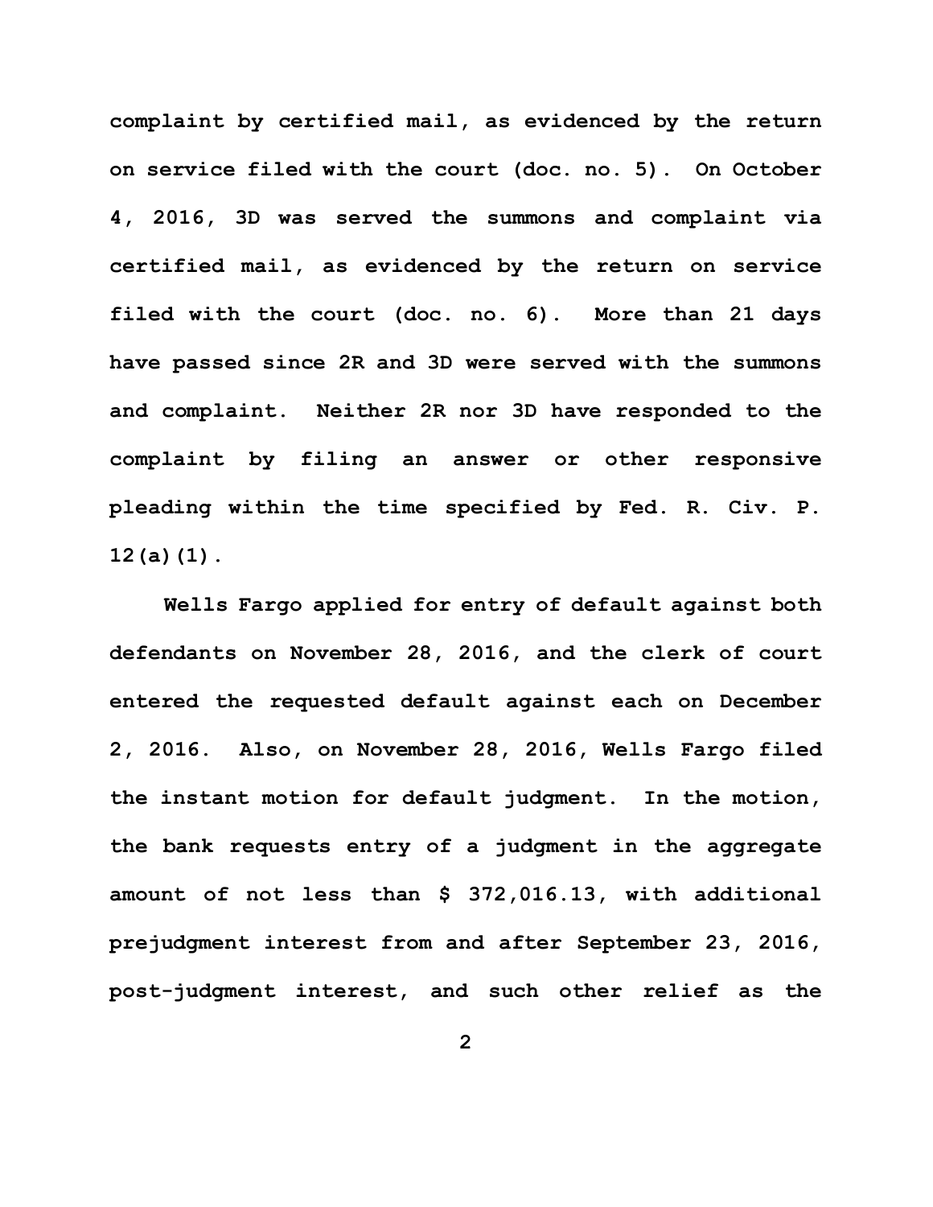complaint by certified mail, as evidenced by the return on service filed with the court (doc. no. 5). On October 4, 2016, 3D was served the summons and complaint via certified mail, as evidenced by the return on service filed with the court (doc. no. 6). More than 21 days have passed since 2R and 3D were served with the summons and complaint. Neither 2R nor 3D have responded to the complaint by filing an answer or other responsive pleading within the time specified by Fed. R. Civ. P. 12(a)(1).

Wells Fargo applied for entry of default against both defendants on November 28, 2016, and the clerk of court entered the requested default against each on December 2, 2016. Also, on November 28, 2016, Wells Fargo filed the instant motion for default judgment. In the motion, the bank requests entry of a judgment in the aggregate amount of not less than $ 372,016.13, with additional prejudgment interest from and after September 23, 2016, post-judgment interest, and such other relief as the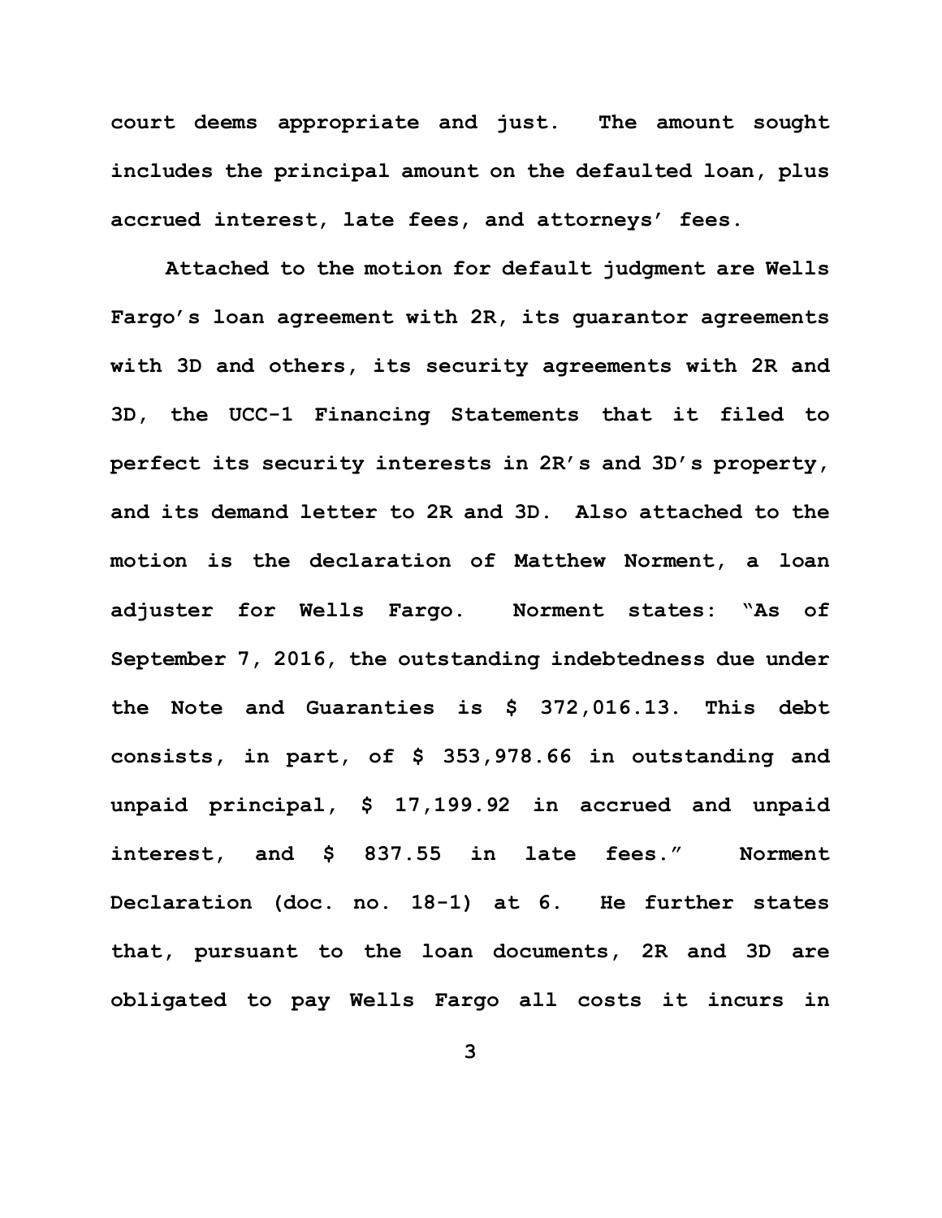court deems appropriate and just. The amount sought includes the principal amount on the defaulted loan, plus accrued interest, late fees, and attorneys' fees.

Attached to the motion for default judgment are Wells Fargo's loan agreement with 2R, its guarantor agreements with 3D and others, its security agreements with 2R and 3D, the UCC-1 Financing Statements that it filed to perfect its security interests in 2R's and 3D's property, and its demand letter to 2R and 3D. Also attached to the motion is the declaration of Matthew Norment, a loan adjuster for Wells Fargo. Norment states: "As of September 7, 2016, the outstanding indebtedness due under the Note and Guaranties is $ 372,016.13. This debt consists, in part, of $ 353,978.66 in outstanding and unpaid principal, $ 17,199.92 in accrued and unpaid interest, and $ 837.55 in late fees." Norment Declaration (doc. no. 18-1) at 6. He further states that, pursuant to the loan documents, 2R and 3D are obligated to pay Wells Fargo all costs it incurs in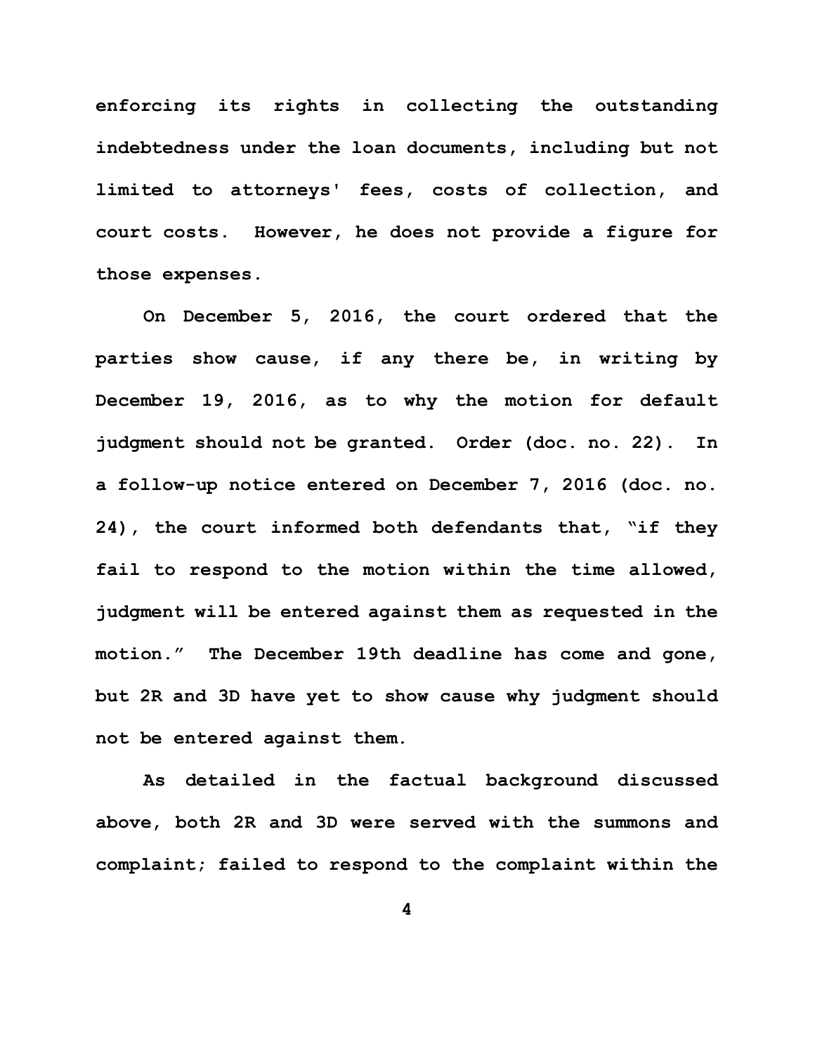enforcing its rights in collecting the outstanding indebtedness under the loan documents, including but not limited to attorneys' fees, costs of collection, and court costs. However, he does not provide a figure for those expenses.

On December 5, 2016, the court ordered that the parties show cause, if any there be, in writing by December 19, 2016, as to why the motion for default judgment should not be granted. Order (doc. no. 22). In a follow-up notice entered on December 7, 2016 (doc. no. 24), the court informed both defendants that, "if they fail to respond to the motion within the time allowed, judgment will be entered against them as requested in the motion." The December 19th deadline has come and gone, but 2R and 3D have yet to show cause why judgment should not be entered against them.

As detailed in the factual background discussed above, both 2R and 3D were served with the summons and complaint; failed to respond to the complaint within the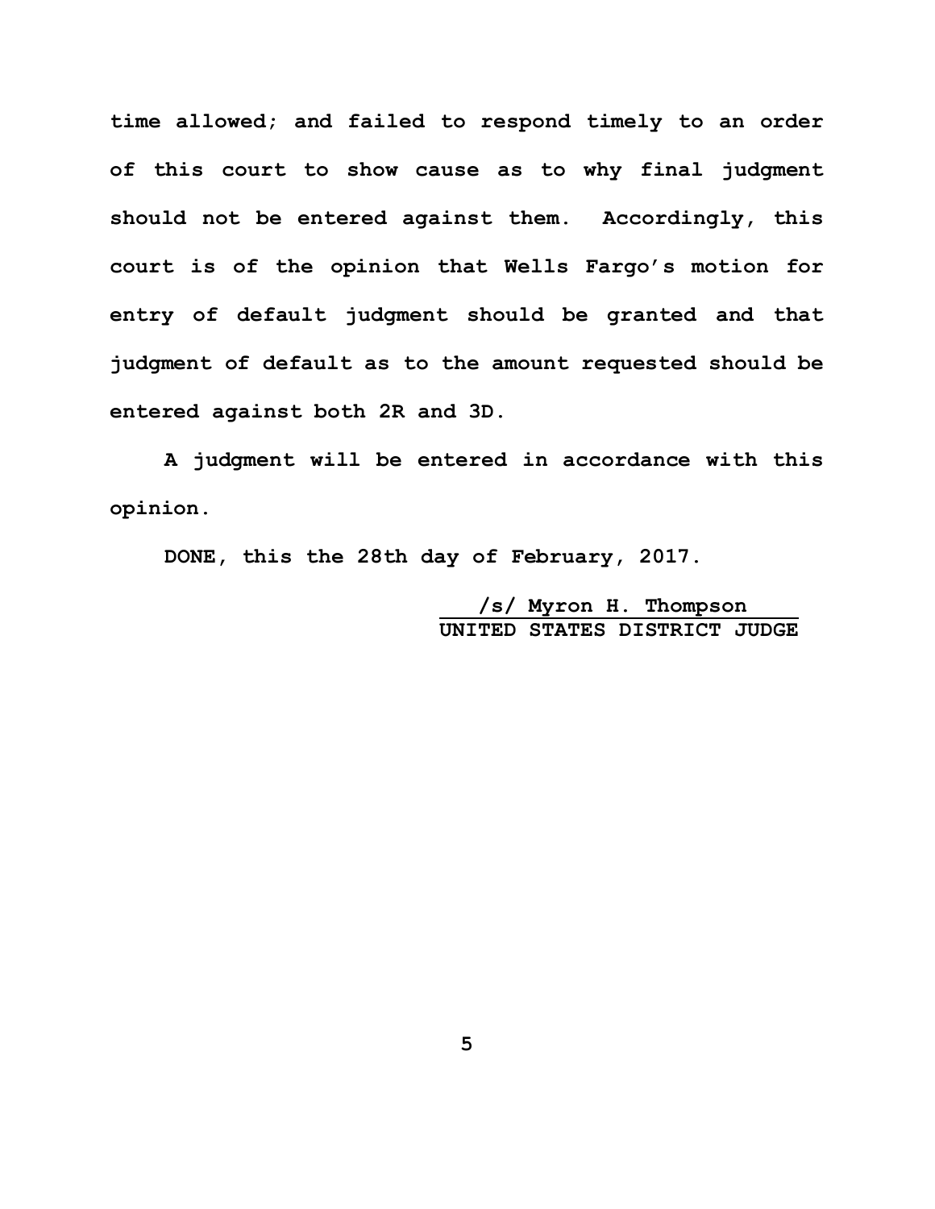time allowed; and failed to respond timely to an order of this court to show cause as to why final judgment should not be entered against them. Accordingly, this court is of the opinion that Wells Fargo's motion for entry of default judgment should be granted and that judgment of default as to the amount requested should be entered against both 2R and 3D.

A judgment will be entered in accordance with this opinion.

DONE, this the 28th day of February, 2017.

/s/ Myron H. Thompson
UNITED STATES DISTRICT JUDGE